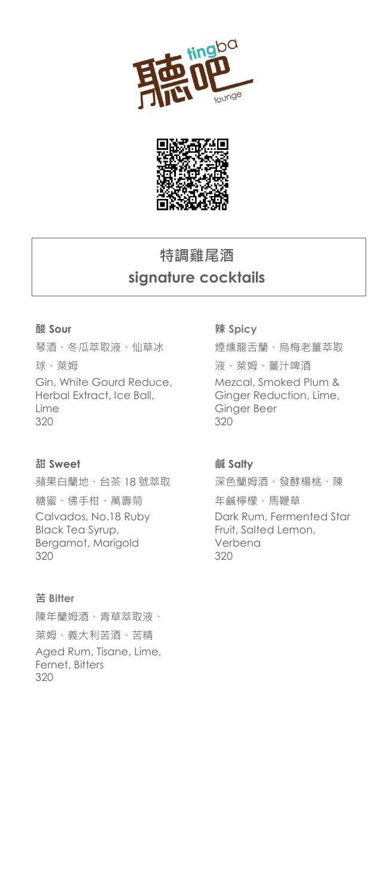# 聽吧 tingba lounge

## 特調雞尾酒
## signature cocktails

### 酸 Sour

琴酒、冬瓜萃取液、仙草冰球、萊姆

Gin, White Gourd Reduce, Herbal Extract, Ice Ball, Lime

320

### 辣 Spicy

煙燻龍舌蘭、烏梅老薑萃取液、萊姆、薑汁啤酒

Mezcal, Smoked Plum & Ginger Reduction, Lime, Ginger Beer

320

### 甜 Sweet

蘋果白蘭地、台茶 18 號萃取糖蜜、佛手柑、萬壽菊

Calvados, No.18 Ruby Black Tea Syrup, Bergamot, Marigold

320

### 鹹 Salty

深色蘭姆酒、發酵楊桃、陳年鹹檸檬、馬鞭草

Dark Rum, Fermented Star Fruit, Salted Lemon, Verbena

320

### 苦 Bitter

陳年蘭姆酒、青草萃取液、萊姆、義大利苦酒、苦精

Aged Rum, Tisane, Lime, Fernet, Bitters

320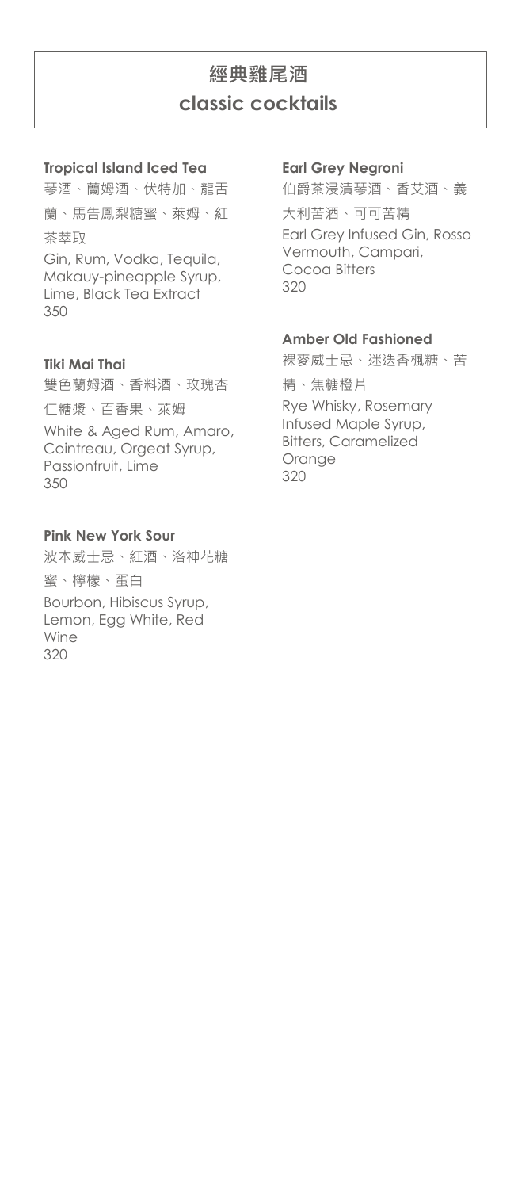# 經典雞尾酒
# classic cocktails

### Tropical Island Iced Tea

琴酒、蘭姆酒、伏特加、龍舌蘭、馬告鳳梨糖蜜、萊姆、紅茶萃取

Gin, Rum, Vodka, Tequila, Makauy-pineapple Syrup, Lime, Black Tea Extract

350

### Tiki Mai Thai

雙色蘭姆酒、香料酒、玫瑰杏仁糖漿、百香果、萊姆

White & Aged Rum, Amaro, Cointreau, Orgeat Syrup, Passionfruit, Lime

350

### Pink New York Sour

波本威士忌、紅酒、洛神花糖蜜、檸檬、蛋白

Bourbon, Hibiscus Syrup, Lemon, Egg White, Red Wine

320

### Earl Grey Negroni

伯爵茶浸漬琴酒、香艾酒、義大利苦酒、可可苦精

Earl Grey Infused Gin, Rosso Vermouth, Campari, Cocoa Bitters

320

### Amber Old Fashioned

裸麥威士忌、迷迭香楓糖、苦精、焦糖橙片

Rye Whisky, Rosemary Infused Maple Syrup, Bitters, Caramelized Orange

320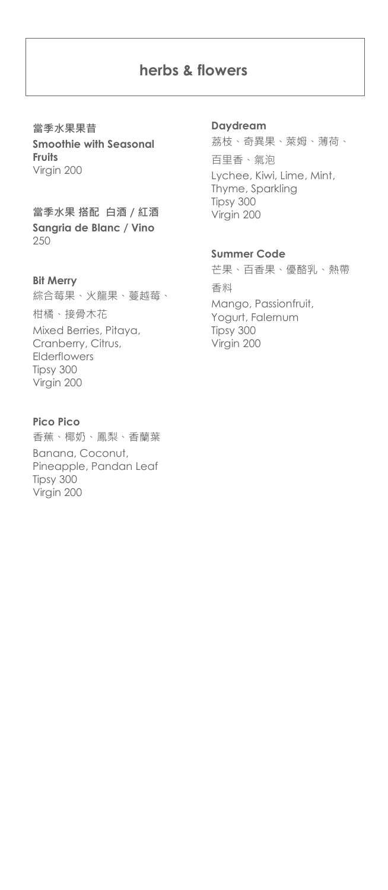# herbs & flowers

**當季水果果昔**
**Smoothie with Seasonal Fruits**
Virgin 200

**當季水果 搭配 白酒 / 紅酒**
**Sangria de Blanc / Vino**
250

**Bit Merry**
綜合莓果、火龍果、蔓越莓、柑橘、接骨木花
Mixed Berries, Pitaya, Cranberry, Citrus, Elderflowers
Tipsy 300
Virgin 200

**Pico Pico**
香蕉、椰奶、鳳梨、香蘭葉
Banana, Coconut, Pineapple, Pandan Leaf
Tipsy 300
Virgin 200

**Daydream**
荔枝、奇異果、萊姆、薄荷、百里香、氣泡
Lychee, Kiwi, Lime, Mint, Thyme, Sparkling
Tipsy 300
Virgin 200

**Summer Code**
芒果、百香果、優酪乳、熱帶香料
Mango, Passionfruit, Yogurt, Falernum
Tipsy 300
Virgin 200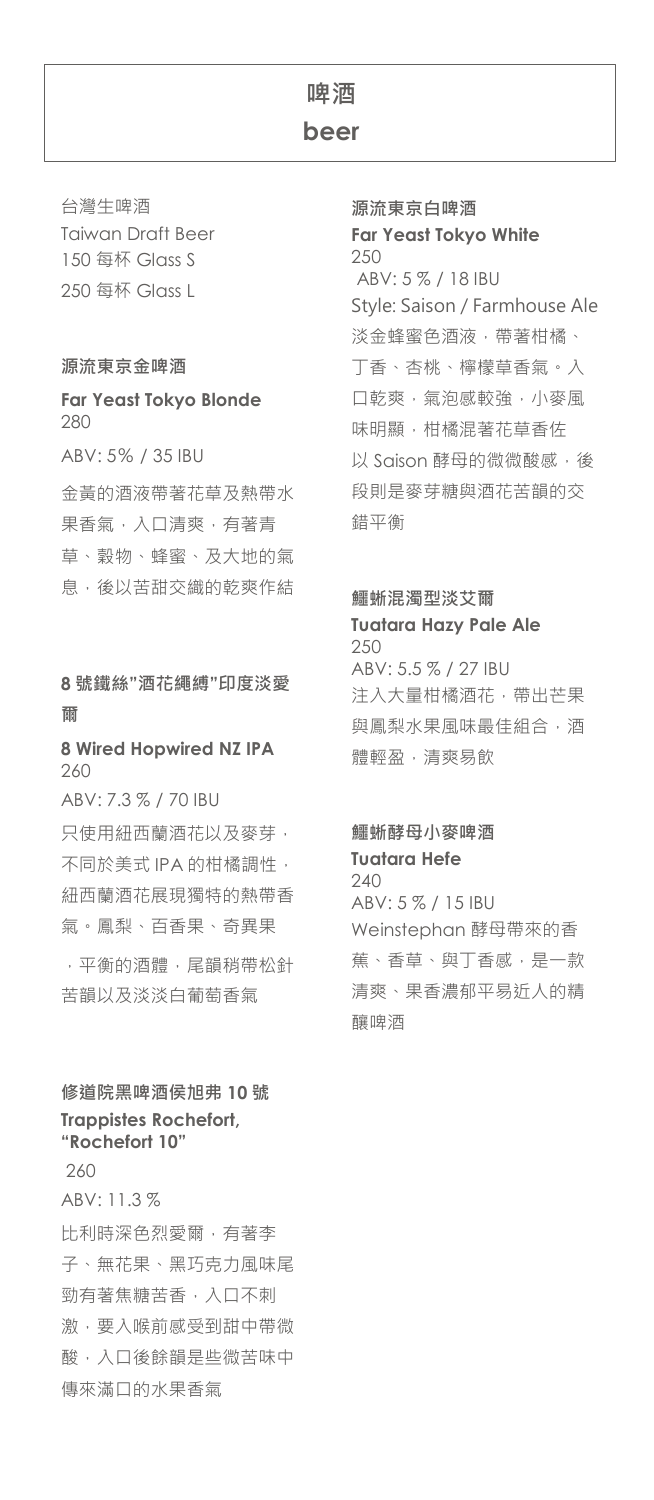# 啤酒
# beer

台灣生啤酒
Taiwan Draft Beer
150 每杯 Glass S
250 每杯 Glass L

### 源流東京金啤酒

**Far Yeast Tokyo Blonde**
280

ABV: 5% / 35 IBU

金黃的酒液帶著花草及熱帶水果香氣，入口清爽，有著青草、穀物、蜂蜜、及大地的氣息，後以苦甜交織的乾爽作結

### 8 號鐵絲"酒花綑縛"印度淡愛爾

**8 Wired Hopwired NZ IPA**
260

ABV: 7.3 % / 70 IBU

只使用紐西蘭酒花以及麥芽，不同於美式 IPA 的柑橘調性，紐西蘭酒花展現獨特的熱帶香氣。鳳梨、百香果、奇異果，平衡的酒體，尾韻稍帶松針苦韻以及淡淡白葡萄香氣

### 修道院黑啤酒侯旭弗 10 號
**Trappistes Rochefort, "Rochefort 10"**
260

ABV: 11.3 %

比利時深色烈愛爾，有著李子、無花果、黑巧克力風味尾勁有著焦糖苦香，入口不刺激，要入喉前感受到甜中帶微酸，入口後餘韻是些微苦味中傳來滿口的水果香氣

### 源流東京白啤酒
**Far Yeast Tokyo White**
250
ABV: 5 % / 18 IBU
Style: Saison / Farmhouse Ale
淡金蜂蜜色酒液，帶著柑橘、丁香、杏桃、檸檬草香氣。入口乾爽，氣泡感較強，小麥風味明顯，柑橘混著花草香佐以 Saison 酵母的微微酸感，後段則是麥芽糖與酒花苦韻的交錯平衡

### 鱷蜥混濁型淡艾爾
**Tuatara Hazy Pale Ale**
250
ABV: 5.5 % / 27 IBU
注入大量柑橘酒花，帶出芒果與鳳梨水果風味最佳組合，酒體輕盈，清爽易飲

### 鱷蜥酵母小麥啤酒
**Tuatara Hefe**
240
ABV: 5 % / 15 IBU
Weinstephan 酵母帶來的香蕉、香草、與丁香感，是一款清爽、果香濃郁平易近人的精釀啤酒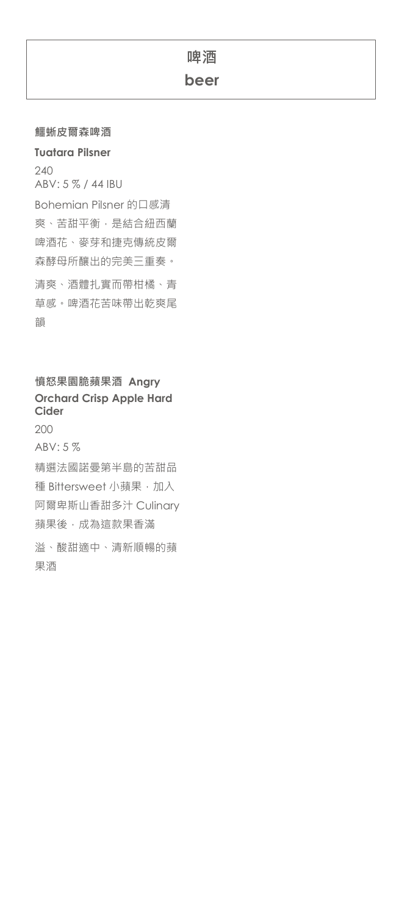# 啤酒

# beer

**鱷蜥皮爾森啤酒**

**Tuatara Pilsner**

240

ABV: 5 % / 44 IBU

Bohemian Pilsner 的口感清爽、苦甜平衡，是結合紐西蘭啤酒花、麥芽和捷克傳統皮爾森酵母所釀出的完美三重奏。

清爽、酒體扎實而帶柑橘、青草感。啤酒花苦味帶出乾爽尾韻

**憤怒果園脆蘋果酒 Angry Orchard Crisp Apple Hard Cider**

200

ABV: 5 %

精選法國諾曼第半島的苦甜品種 Bittersweet 小蘋果，加入阿爾卑斯山香甜多汁 Culinary 蘋果後，成為這款果香滿溢、酸甜適中、清新順暢的蘋果酒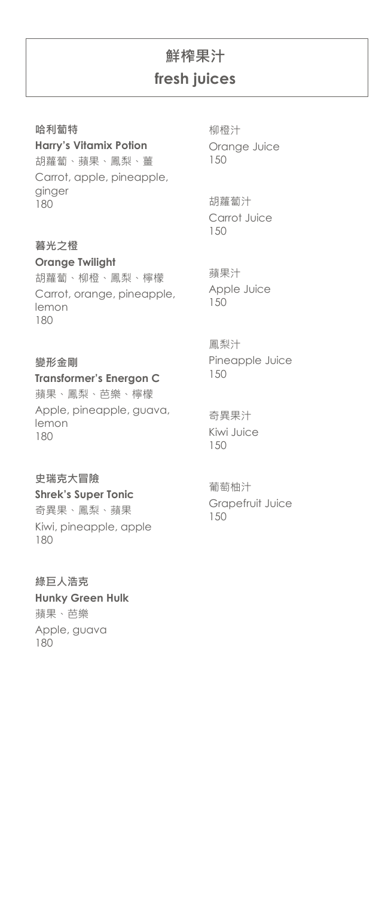# 鮮榨果汁
# fresh juices

**哈利蔔特**
**Harry's Vitamix Potion**
胡蘿蔔、蘋果、鳳梨、薑
Carrot, apple, pineapple, ginger
180

**暮光之橙**
**Orange Twilight**
胡蘿蔔、柳橙、鳳梨、檸檬
Carrot, orange, pineapple, lemon
180

**變形金剛**
**Transformer's Energon C**
蘋果、鳳梨、芭樂、檸檬
Apple, pineapple, guava, lemon
180

**史瑞克大冒險**
**Shrek's Super Tonic**
奇異果、鳳梨、蘋果
Kiwi, pineapple, apple
180

**綠巨人浩克**
**Hunky Green Hulk**
蘋果、芭樂
Apple, guava
180

柳橙汁
Orange Juice
150

胡蘿蔔汁
Carrot Juice
150

蘋果汁
Apple Juice
150

鳳梨汁
Pineapple Juice
150

奇異果汁
Kiwi Juice
150

葡萄柚汁
Grapefruit Juice
150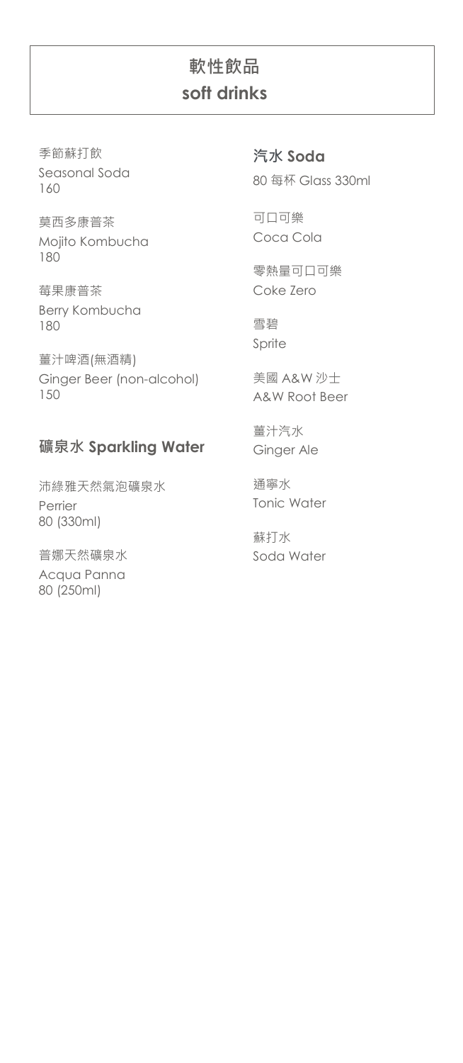# 軟性飲品
# soft drinks

季節蘇打飲
Seasonal Soda
160

莫西多康普茶
Mojito Kombucha
180

莓果康普茶
Berry Kombucha
180

薑汁啤酒(無酒精)
Ginger Beer (non-alcohol)
150

## 礦泉水 Sparkling Water

沛綠雅天然氣泡礦泉水
Perrier
80 (330ml)

普娜天然礦泉水
Acqua Panna
80 (250ml)

## 汽水 Soda

80 每杯 Glass 330ml

可口可樂
Coca Cola

零熱量可口可樂
Coke Zero

雪碧
Sprite

美國 A&W 沙士
A&W Root Beer

薑汁汽水
Ginger Ale

通寧水
Tonic Water

蘇打水
Soda Water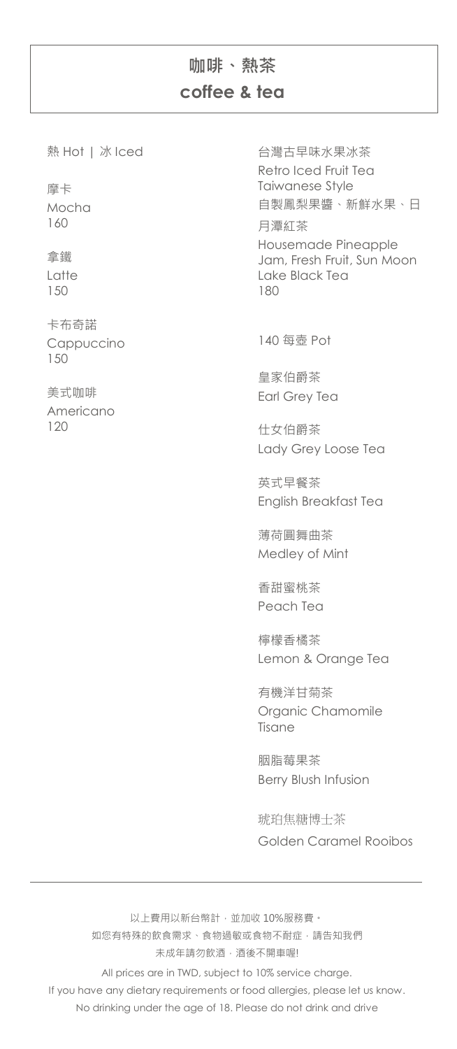# 咖啡、熱茶
# coffee & tea

熱 Hot | 冰 Iced

摩卡
Mocha
160

拿鐵
Latte
150

卡布奇諾
Cappuccino
150

美式咖啡
Americano
120

台灣古早味水果冰茶
Retro Iced Fruit Tea
Taiwanese Style
自製鳳梨果醬、新鮮水果、日月潭紅茶
Housemade Pineapple Jam, Fresh Fruit, Sun Moon Lake Black Tea
180

140 每壺 Pot

皇家伯爵茶
Earl Grey Tea

仕女伯爵茶
Lady Grey Loose Tea

英式早餐茶
English Breakfast Tea

薄荷圓舞曲茶
Medley of Mint

香甜蜜桃茶
Peach Tea

檸檬香橘茶
Lemon & Orange Tea

有機洋甘菊茶
Organic Chamomile Tisane

胭脂莓果茶
Berry Blush Infusion

琥珀焦糖博士茶
Golden Caramel Rooibos

---

以上費用以新台幣計，並加收 10%服務費。
如您有特殊的飲食需求、食物過敏或食物不耐症，請告知我們
未成年請勿飲酒，酒後不開車喔!

All prices are in TWD, subject to 10% service charge.
If you have any dietary requirements or food allergies, please let us know.
No drinking under the age of 18. Please do not drink and drive